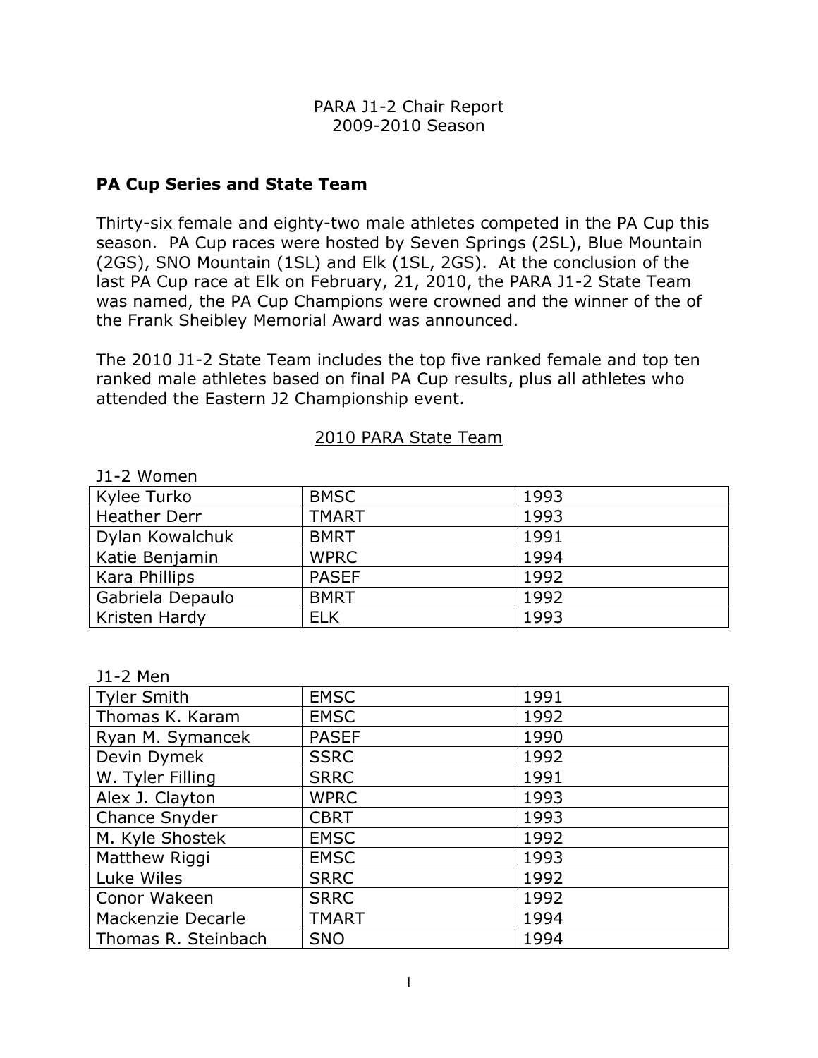PARA J1-2 Chair Report
2009-2010 Season

## PA Cup Series and State Team

Thirty-six female and eighty-two male athletes competed in the PA Cup this season. PA Cup races were hosted by Seven Springs (2SL), Blue Mountain (2GS), SNO Mountain (1SL) and Elk (1SL, 2GS). At the conclusion of the last PA Cup race at Elk on February, 21, 2010, the PARA J1-2 State Team was named, the PA Cup Champions were crowned and the winner of the of the Frank Sheibley Memorial Award was announced.

The 2010 J1-2 State Team includes the top five ranked female and top ten ranked male athletes based on final PA Cup results, plus all athletes who attended the Eastern J2 Championship event.

### 2010 PARA State Team

J1-2 Women

| | | |
|---|---|---|
| Kylee Turko | BMSC | 1993 |
| Heather Derr | TMART | 1993 |
| Dylan Kowalchuk | BMRT | 1991 |
| Katie Benjamin | WPRC | 1994 |
| Kara Phillips | PASEF | 1992 |
| Gabriela Depaulo | BMRT | 1992 |
| Kristen Hardy | ELK | 1993 |

J1-2 Men

| | | |
|---|---|---|
| Tyler Smith | EMSC | 1991 |
| Thomas K. Karam | EMSC | 1992 |
| Ryan M. Symancek | PASEF | 1990 |
| Devin Dymek | SSRC | 1992 |
| W. Tyler Filling | SRRC | 1991 |
| Alex J. Clayton | WPRC | 1993 |
| Chance Snyder | CBRT | 1993 |
| M. Kyle Shostek | EMSC | 1992 |
| Matthew Riggi | EMSC | 1993 |
| Luke Wiles | SRRC | 1992 |
| Conor Wakeen | SRRC | 1992 |
| Mackenzie Decarle | TMART | 1994 |
| Thomas R. Steinbach | SNO | 1994 |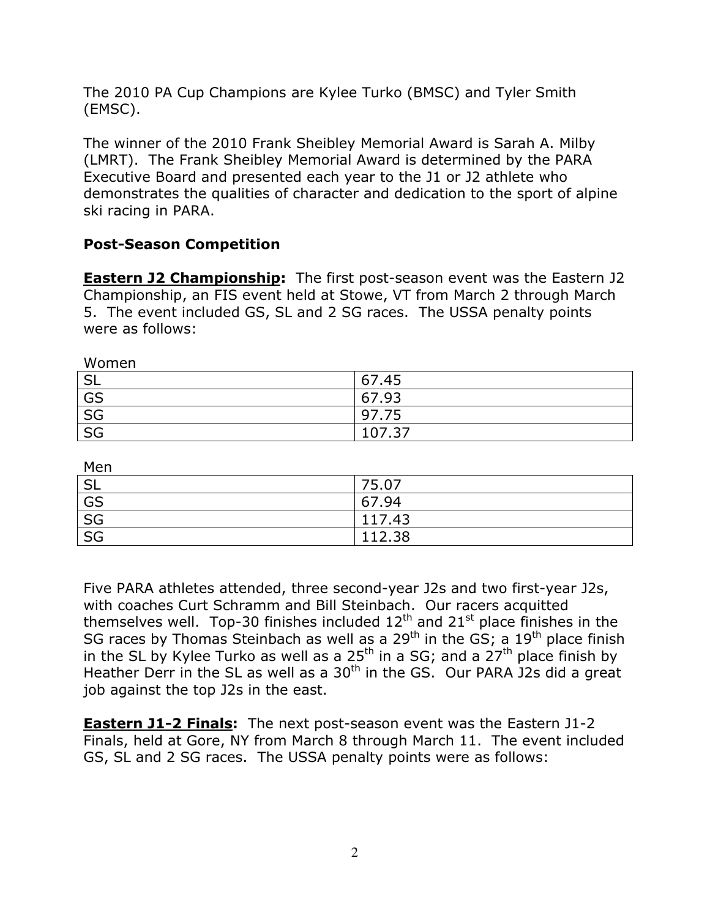The 2010 PA Cup Champions are Kylee Turko (BMSC) and Tyler Smith (EMSC).

The winner of the 2010 Frank Sheibley Memorial Award is Sarah A. Milby (LMRT). The Frank Sheibley Memorial Award is determined by the PARA Executive Board and presented each year to the J1 or J2 athlete who demonstrates the qualities of character and dedication to the sport of alpine ski racing in PARA.

**Post-Season Competition**

**<u>Eastern J2 Championship</u>:** The first post-season event was the Eastern J2 Championship, an FIS event held at Stowe, VT from March 2 through March 5. The event included GS, SL and 2 SG races. The USSA penalty points were as follows:

Women

| | |
|---|---|
| SL | 67.45 |
| GS | 67.93 |
| SG | 97.75 |
| SG | 107.37 |

Men

| | |
|---|---|
| SL | 75.07 |
| GS | 67.94 |
| SG | 117.43 |
| SG | 112.38 |

Five PARA athletes attended, three second-year J2s and two first-year J2s, with coaches Curt Schramm and Bill Steinbach. Our racers acquitted themselves well. Top-30 finishes included 12th and 21st place finishes in the SG races by Thomas Steinbach as well as a 29th in the GS; a 19th place finish in the SL by Kylee Turko as well as a 25th in a SG; and a 27th place finish by Heather Derr in the SL as well as a 30th in the GS. Our PARA J2s did a great job against the top J2s in the east.

**<u>Eastern J1-2 Finals</u>:** The next post-season event was the Eastern J1-2 Finals, held at Gore, NY from March 8 through March 11. The event included GS, SL and 2 SG races. The USSA penalty points were as follows: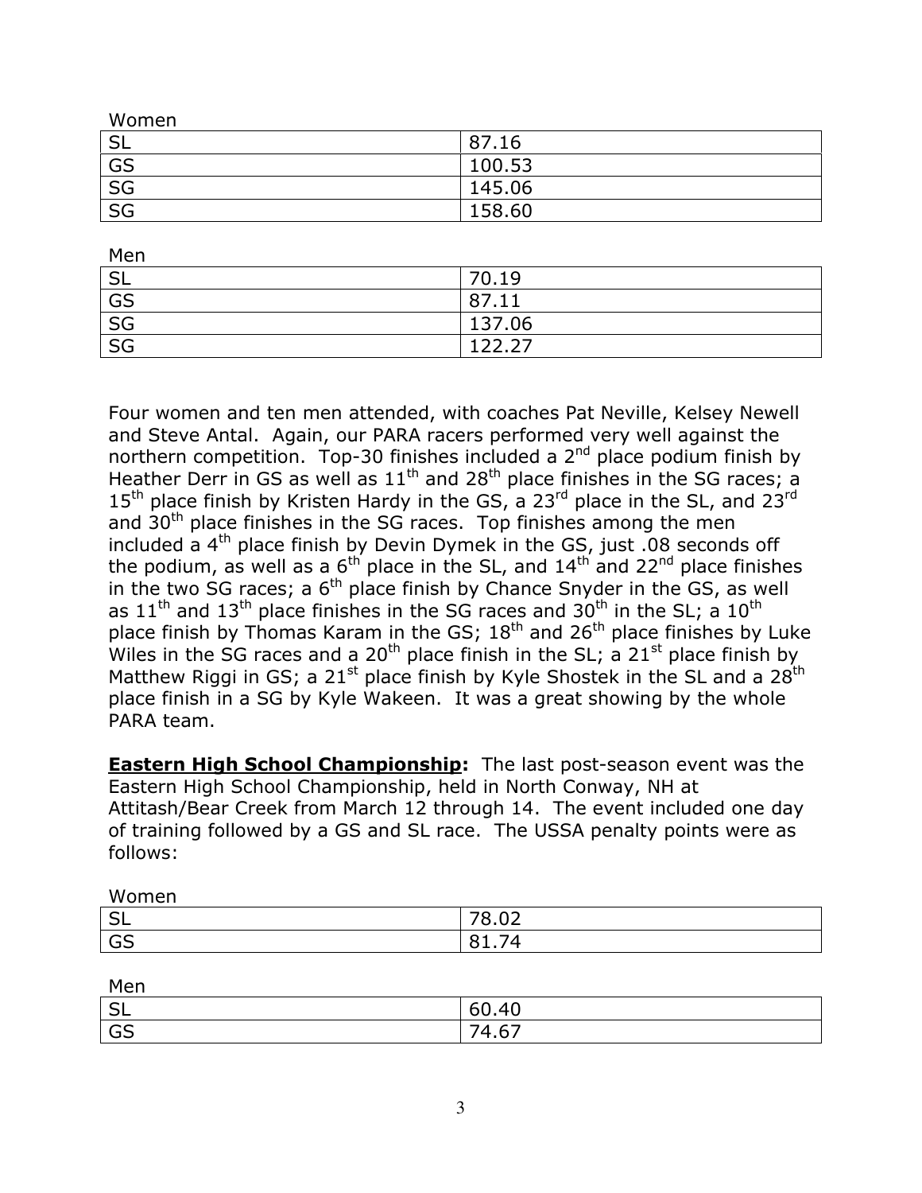Women

| | |
|---|---|
| SL | 87.16 |
| GS | 100.53 |
| SG | 145.06 |
| SG | 158.60 |

Men

| | |
|---|---|
| SL | 70.19 |
| GS | 87.11 |
| SG | 137.06 |
| SG | 122.27 |

Four women and ten men attended, with coaches Pat Neville, Kelsey Newell and Steve Antal. Again, our PARA racers performed very well against the northern competition. Top-30 finishes included a 2nd place podium finish by Heather Derr in GS as well as 11th and 28th place finishes in the SG races; a 15th place finish by Kristen Hardy in the GS, a 23rd place in the SL, and 23rd and 30th place finishes in the SG races. Top finishes among the men included a 4th place finish by Devin Dymek in the GS, just .08 seconds off the podium, as well as a 6th place in the SL, and 14th and 22nd place finishes in the two SG races; a 6th place finish by Chance Snyder in the GS, as well as 11th and 13th place finishes in the SG races and 30th in the SL; a 10th place finish by Thomas Karam in the GS; 18th and 26th place finishes by Luke Wiles in the SG races and a 20th place finish in the SL; a 21st place finish by Matthew Riggi in GS; a 21st place finish by Kyle Shostek in the SL and a 28th place finish in a SG by Kyle Wakeen. It was a great showing by the whole PARA team.

**<u>Eastern High School Championship</u>:** The last post-season event was the Eastern High School Championship, held in North Conway, NH at Attitash/Bear Creek from March 12 through 14. The event included one day of training followed by a GS and SL race. The USSA penalty points were as follows:

Women

| | |
|---|---|
| SL | 78.02 |
| GS | 81.74 |

Men

| | |
|---|---|
| SL | 60.40 |
| GS | 74.67 |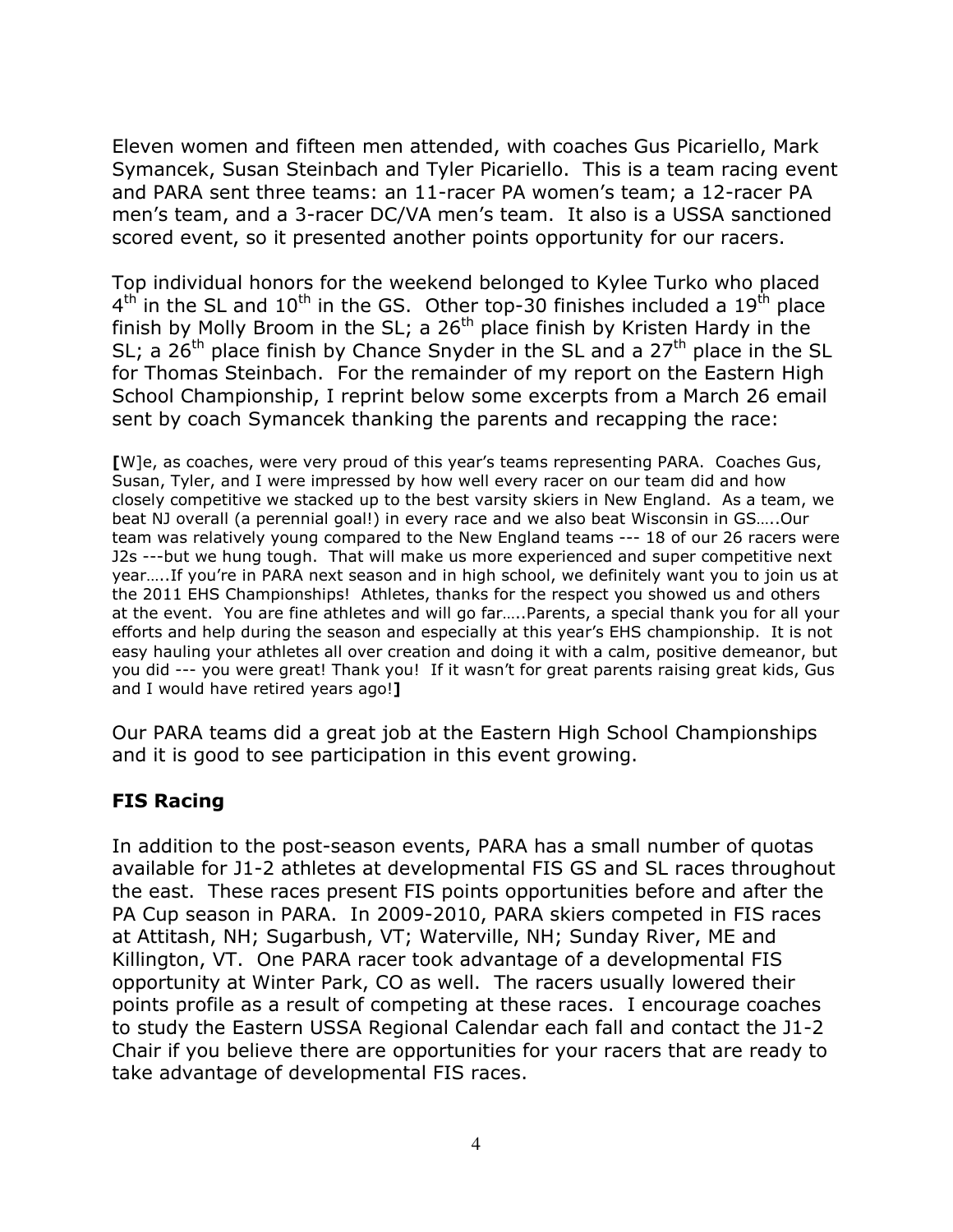Eleven women and fifteen men attended, with coaches Gus Picariello, Mark Symancek, Susan Steinbach and Tyler Picariello. This is a team racing event and PARA sent three teams: an 11-racer PA women's team; a 12-racer PA men's team, and a 3-racer DC/VA men's team. It also is a USSA sanctioned scored event, so it presented another points opportunity for our racers.

Top individual honors for the weekend belonged to Kylee Turko who placed 4th in the SL and 10th in the GS. Other top-30 finishes included a 19th place finish by Molly Broom in the SL; a 26th place finish by Kristen Hardy in the SL; a 26th place finish by Chance Snyder in the SL and a 27th place in the SL for Thomas Steinbach. For the remainder of my report on the Eastern High School Championship, I reprint below some excerpts from a March 26 email sent by coach Symancek thanking the parents and recapping the race:

**[**W]e, as coaches, were very proud of this year's teams representing PARA. Coaches Gus, Susan, Tyler, and I were impressed by how well every racer on our team did and how closely competitive we stacked up to the best varsity skiers in New England. As a team, we beat NJ overall (a perennial goal!) in every race and we also beat Wisconsin in GS…..Our team was relatively young compared to the New England teams --- 18 of our 26 racers were J2s ---but we hung tough. That will make us more experienced and super competitive next year…..If you're in PARA next season and in high school, we definitely want you to join us at the 2011 EHS Championships! Athletes, thanks for the respect you showed us and others at the event. You are fine athletes and will go far…..Parents, a special thank you for all your efforts and help during the season and especially at this year's EHS championship. It is not easy hauling your athletes all over creation and doing it with a calm, positive demeanor, but you did --- you were great! Thank you! If it wasn't for great parents raising great kids, Gus and I would have retired years ago!**]**

Our PARA teams did a great job at the Eastern High School Championships and it is good to see participation in this event growing.

### FIS Racing

In addition to the post-season events, PARA has a small number of quotas available for J1-2 athletes at developmental FIS GS and SL races throughout the east. These races present FIS points opportunities before and after the PA Cup season in PARA. In 2009-2010, PARA skiers competed in FIS races at Attitash, NH; Sugarbush, VT; Waterville, NH; Sunday River, ME and Killington, VT. One PARA racer took advantage of a developmental FIS opportunity at Winter Park, CO as well. The racers usually lowered their points profile as a result of competing at these races. I encourage coaches to study the Eastern USSA Regional Calendar each fall and contact the J1-2 Chair if you believe there are opportunities for your racers that are ready to take advantage of developmental FIS races.